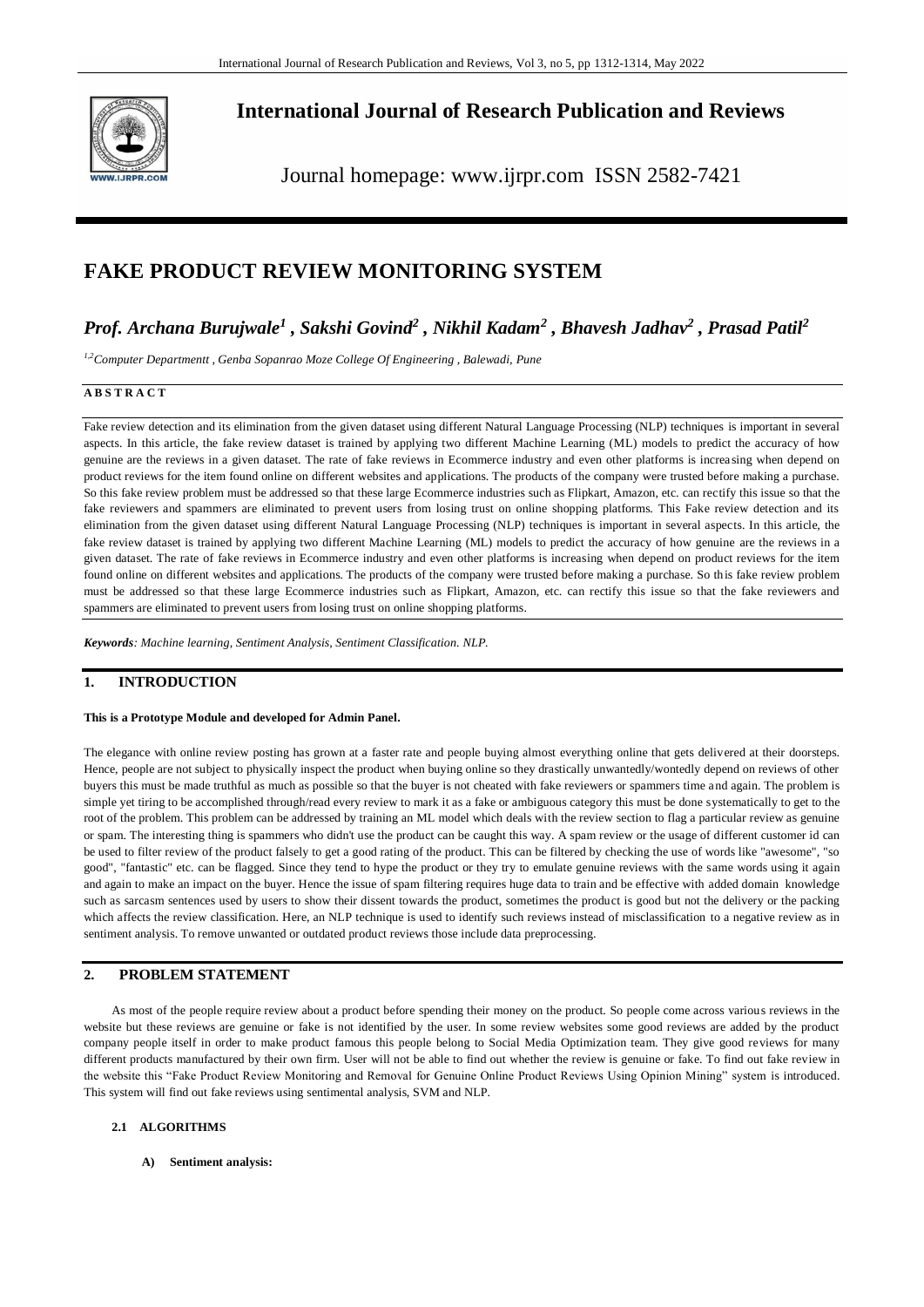# International Journal of Research Publication and Reviews

Journal homepage: www.ijrpr.com ISSN 2582-7421

# FAKE PRODUCT REVIEW MONITORING SYSTEM

***Prof. Archana Burujwale[1] , Sakshi Govind[2] , Nikhil Kadam[2] , Bhavesh Jadhav[2] , Prasad Patil[2]***

*[1,2]Computer Departmentt , Genba Sopanrao Moze College Of Engineering , Balewadi, Pune*

**A B S T R A C T**

Fake review detection and its elimination from the given dataset using different Natural Language Processing (NLP) techniques is important in several aspects. In this article, the fake review dataset is trained by applying two different Machine Learning (ML) models to predict the accuracy of how genuine are the reviews in a given dataset. The rate of fake reviews in Ecommerce industry and even other platforms is increasing when depend on product reviews for the item found online on different websites and applications. The products of the company were trusted before making a purchase. So this fake review problem must be addressed so that these large Ecommerce industries such as Flipkart, Amazon, etc. can rectify this issue so that the fake reviewers and spammers are eliminated to prevent users from losing trust on online shopping platforms. This Fake review detection and its elimination from the given dataset using different Natural Language Processing (NLP) techniques is important in several aspects. In this article, the fake review dataset is trained by applying two different Machine Learning (ML) models to predict the accuracy of how genuine are the reviews in a given dataset. The rate of fake reviews in Ecommerce industry and even other platforms is increasing when depend on product reviews for the item found online on different websites and applications. The products of the company were trusted before making a purchase. So this fake review problem must be addressed so that these large Ecommerce industries such as Flipkart, Amazon, etc. can rectify this issue so that the fake reviewers and spammers are eliminated to prevent users from losing trust on online shopping platforms.

***Keywords****: Machine learning, Sentiment Analysis, Sentiment Classification. NLP.*

## 1. INTRODUCTION

**This is a Prototype Module and developed for Admin Panel.**

The elegance with online review posting has grown at a faster rate and people buying almost everything online that gets delivered at their doorsteps. Hence, people are not subject to physically inspect the product when buying online so they drastically unwantedly/wontedly depend on reviews of other buyers this must be made truthful as much as possible so that the buyer is not cheated with fake reviewers or spammers time and again. The problem is simple yet tiring to be accomplished through/read every review to mark it as a fake or ambiguous category this must be done systematically to get to the root of the problem. This problem can be addressed by training an ML model which deals with the review section to flag a particular review as genuine or spam. The interesting thing is spammers who didn't use the product can be caught this way. A spam review or the usage of different customer id can be used to filter review of the product falsely to get a good rating of the product. This can be filtered by checking the use of words like "awesome", "so good", "fantastic" etc. can be flagged. Since they tend to hype the product or they try to emulate genuine reviews with the same words using it again and again to make an impact on the buyer. Hence the issue of spam filtering requires huge data to train and be effective with added domain knowledge such as sarcasm sentences used by users to show their dissent towards the product, sometimes the product is good but not the delivery or the packing which affects the review classification. Here, an NLP technique is used to identify such reviews instead of misclassification to a negative review as in sentiment analysis. To remove unwanted or outdated product reviews those include data preprocessing.

## 2. PROBLEM STATEMENT

As most of the people require review about a product before spending their money on the product. So people come across various reviews in the website but these reviews are genuine or fake is not identified by the user. In some review websites some good reviews are added by the product company people itself in order to make product famous this people belong to Social Media Optimization team. They give good reviews for many different products manufactured by their own firm. User will not be able to find out whether the review is genuine or fake. To find out fake review in the website this "Fake Product Review Monitoring and Removal for Genuine Online Product Reviews Using Opinion Mining" system is introduced. This system will find out fake reviews using sentimental analysis, SVM and NLP.

### 2.1 ALGORITHMS

**A) Sentiment analysis:**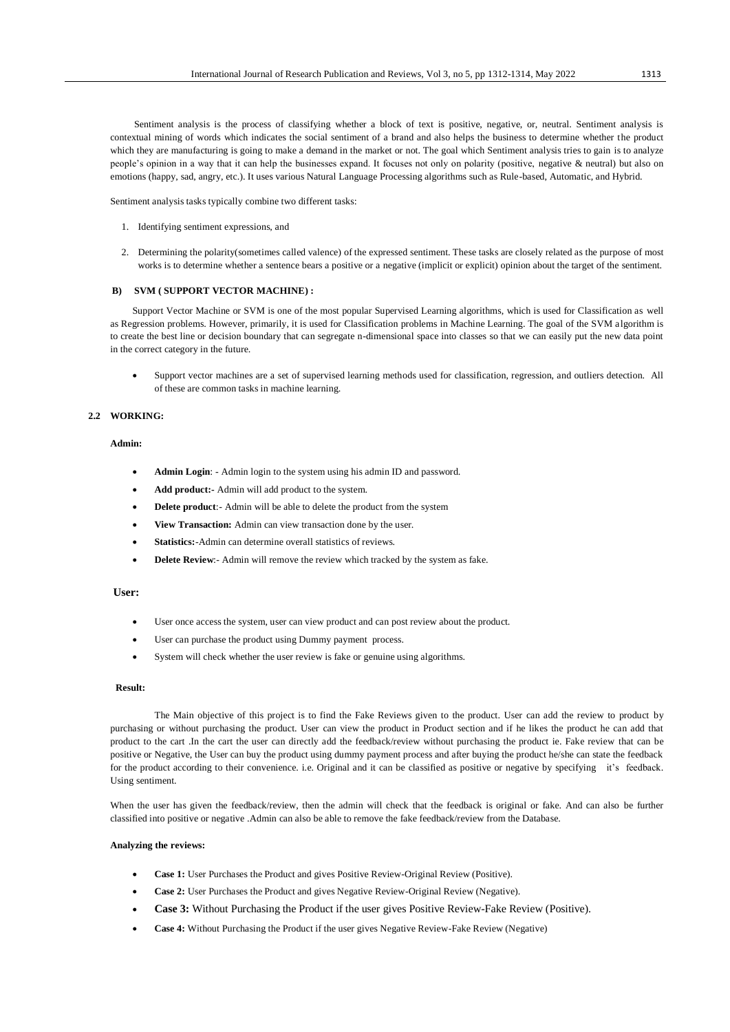Sentiment analysis is the process of classifying whether a block of text is positive, negative, or, neutral. Sentiment analysis is contextual mining of words which indicates the social sentiment of a brand and also helps the business to determine whether the product which they are manufacturing is going to make a demand in the market or not. The goal which Sentiment analysis tries to gain is to analyze people's opinion in a way that it can help the businesses expand. It focuses not only on polarity (positive, negative & neutral) but also on emotions (happy, sad, angry, etc.). It uses various Natural Language Processing algorithms such as Rule-based, Automatic, and Hybrid.

Sentiment analysis tasks typically combine two different tasks:

1. Identifying sentiment expressions, and
2. Determining the polarity(sometimes called valence) of the expressed sentiment. These tasks are closely related as the purpose of most works is to determine whether a sentence bears a positive or a negative (implicit or explicit) opinion about the target of the sentiment.

### B) SVM ( SUPPORT VECTOR MACHINE) :

Support Vector Machine or SVM is one of the most popular Supervised Learning algorithms, which is used for Classification as well as Regression problems. However, primarily, it is used for Classification problems in Machine Learning. The goal of the SVM algorithm is to create the best line or decision boundary that can segregate n-dimensional space into classes so that we can easily put the new data point in the correct category in the future.

- Support vector machines are a set of supervised learning methods used for classification, regression, and outliers detection. All of these are common tasks in machine learning.

## 2.2 WORKING:

**Admin:**

- **Admin Login**: - Admin login to the system using his admin ID and password.
- **Add product:-** Admin will add product to the system.
- **Delete product**:- Admin will be able to delete the product from the system
- **View Transaction:** Admin can view transaction done by the user.
- **Statistics:-**Admin can determine overall statistics of reviews.
- **Delete Review**:- Admin will remove the review which tracked by the system as fake.

**User:**

- User once access the system, user can view product and can post review about the product.
- User can purchase the product using Dummy payment process.
- System will check whether the user review is fake or genuine using algorithms.

**Result:**

The Main objective of this project is to find the Fake Reviews given to the product. User can add the review to product by purchasing or without purchasing the product. User can view the product in Product section and if he likes the product he can add that product to the cart .In the cart the user can directly add the feedback/review without purchasing the product ie. Fake review that can be positive or Negative, the User can buy the product using dummy payment process and after buying the product he/she can state the feedback for the product according to their convenience. i.e. Original and it can be classified as positive or negative by specifying it's feedback. Using sentiment.

When the user has given the feedback/review, then the admin will check that the feedback is original or fake. And can also be further classified into positive or negative .Admin can also be able to remove the fake feedback/review from the Database.

**Analyzing the reviews:**

- **Case 1:** User Purchases the Product and gives Positive Review-Original Review (Positive).
- **Case 2:** User Purchases the Product and gives Negative Review-Original Review (Negative).
- **Case 3:** Without Purchasing the Product if the user gives Positive Review-Fake Review (Positive).
- **Case 4:** Without Purchasing the Product if the user gives Negative Review-Fake Review (Negative)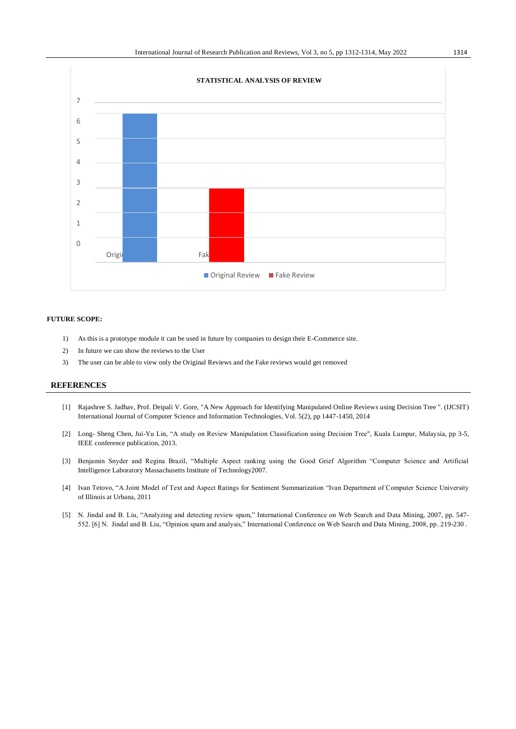STATISTICAL ANALYSIS OF REVIEW

7
6
5
4
3
2
1
0

Origi
Fak

Original Review
Fake Review

**FUTURE SCOPE:**

1) As this is a prototype module it can be used in future by companies to design their E-Commerce site.
2) In future we can show the reviews to the User
3) The user can be able to view only the Original Reviews and the Fake reviews would get removed

## REFERENCES

[1] Rajashree S. Jadhav, Prof. Deipali V. Gore, "A New Approach for Identifying Manipulated Online Reviews using Decision Tree ". (IJCSIT) International Journal of Computer Science and Information Technologies, Vol. 5(2), pp 1447-1450, 2014

[2] Long- Sheng Chen, Jui-Yu Lin, "A study on Review Manipulation Classification using Decision Tree", Kuala Lumpur, Malaysia, pp 3-5, IEEE conference publication, 2013.

[3] Benjamin Snyder and Regina Brazil, "Multiple Aspect ranking using the Good Grief Algorithm "Computer Science and Artificial Intelligence Laboratory Massachusetts Institute of Technology2007.

[4] Ivan Tetovo, "A Joint Model of Text and Aspect Ratings for Sentiment Summarization "Ivan Department of Computer Science University of Illinois at Urbana, 2011

[5] N. Jindal and B. Liu, "Analyzing and detecting review spam," International Conference on Web Search and Data Mining, 2007, pp. 547-552. [6] N. Jindal and B. Liu, "Opinion spam and analysis," International Conference on Web Search and Data Mining, 2008, pp. 219-230 .